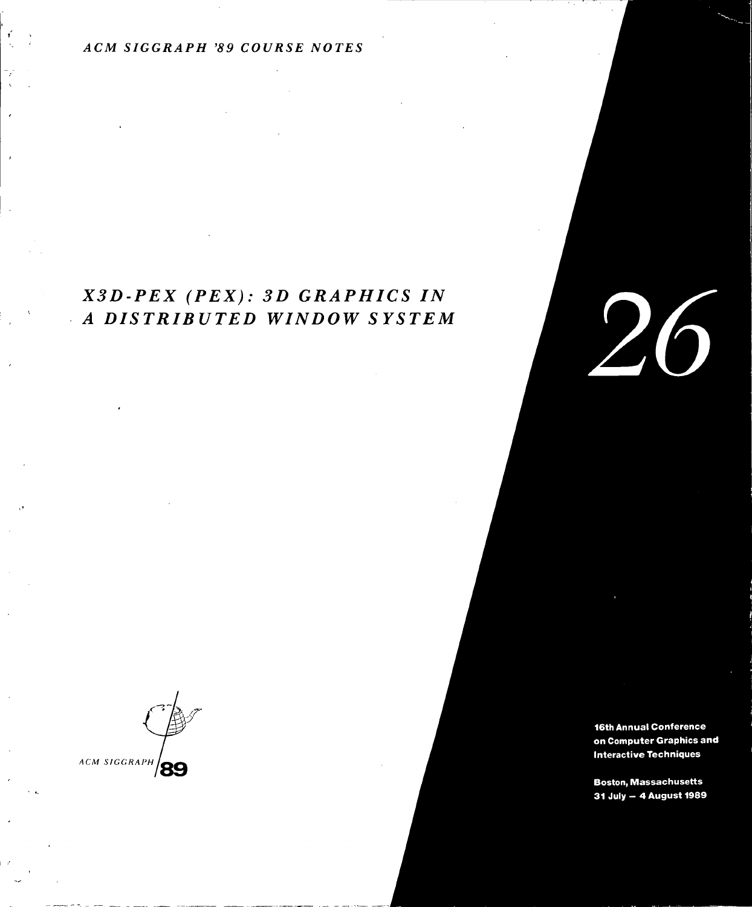*ACM SIGGRAPH '89 COURSE NOTES*

# *X3D-PEX (PEX): 3D GRAPHICS IN A DISTRIBUTED WINDOW SYSTEM*

26

ACM SIGGRAPH 89

**16th Annual Conference on Computer Graphics and Interactive Techniques**

**Boston, Massachusetts**
**31 July – 4 August 1989**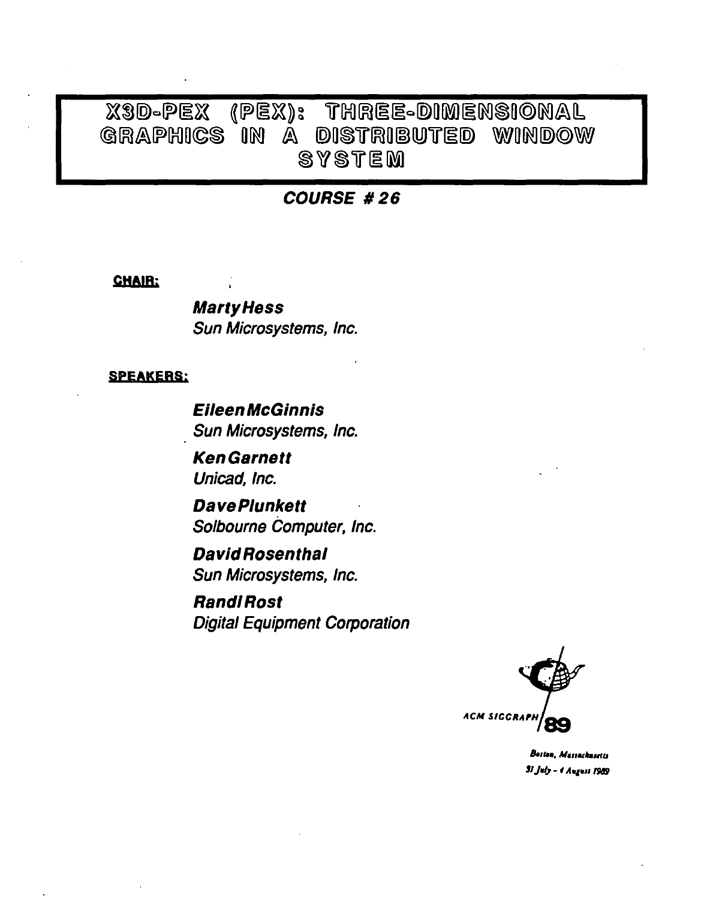# X3D-PEX (PEX): THREE-DIMENSIONAL GRAPHICS IN A DISTRIBUTED WINDOW SYSTEM

## COURSE # 26

**CHAIR:**

***Marty Hess***
*Sun Microsystems, Inc.*

**SPEAKERS:**

***Eileen McGinnis***
*Sun Microsystems, Inc.*

***Ken Garnett***
*Unicad, Inc.*

***Dave Plunkett***
*Solbourne Computer, Inc.*

***David Rosenthal***
*Sun Microsystems, Inc.*

***Randi Rost***
*Digital Equipment Corporation*

ACM SIGGRAPH 89

*Boston, Massachusetts*
*31 July - 4 August 1989*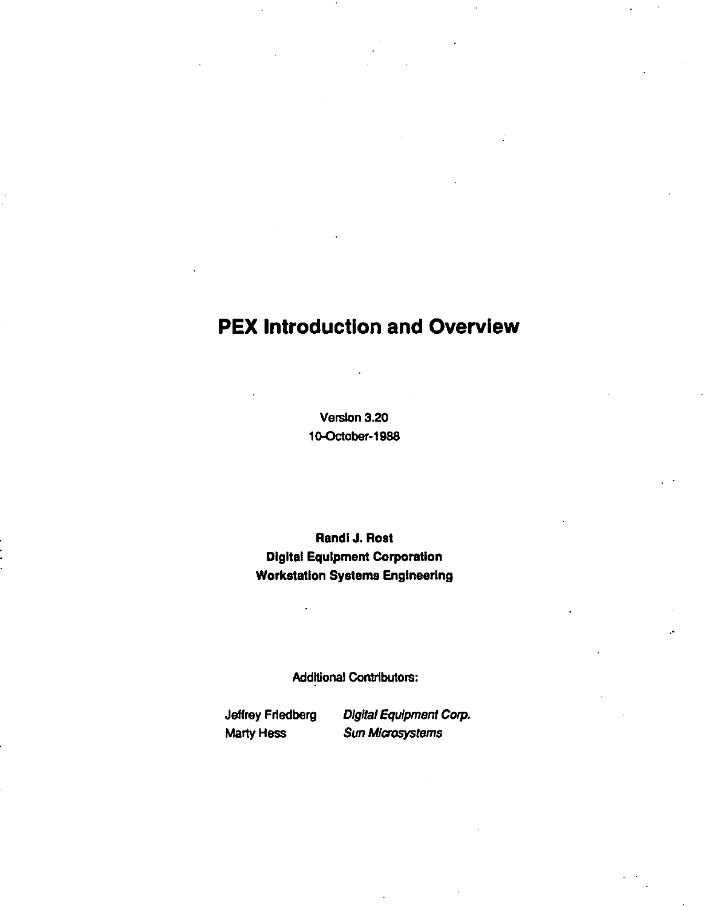# PEX Introduction and Overview

Version 3.20
10-October-1988

**Randi J. Rost**
**Digital Equipment Corporation**
**Workstation Systems Engineering**

Additional Contributors:

| | |
|---|---|
| Jeffrey Friedberg | *Digital Equipment Corp.* |
| Marty Hess | *Sun Microsystems* |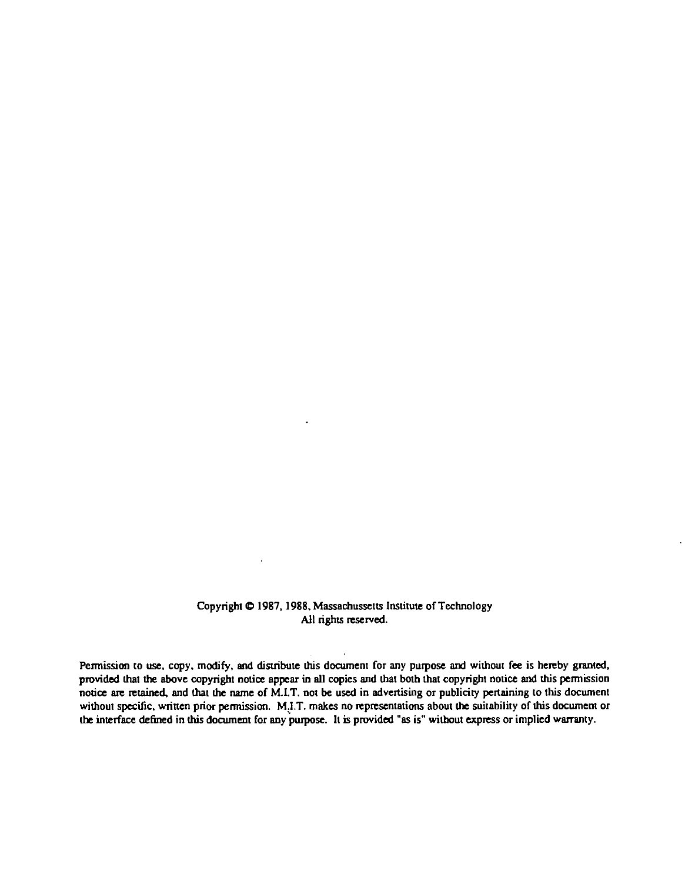Copyright © 1987, 1988, Massachussetts Institute of Technology
All rights reserved.

Permission to use, copy, modify, and distribute this document for any purpose and without fee is hereby granted, provided that the above copyright notice appear in all copies and that both that copyright notice and this permission notice are retained, and that the name of M.I.T. not be used in advertising or publicity pertaining to this document without specific, written prior permission. M.I.T. makes no representations about the suitability of this document or the interface defined in this document for any purpose. It is provided "as is" without express or implied warranty.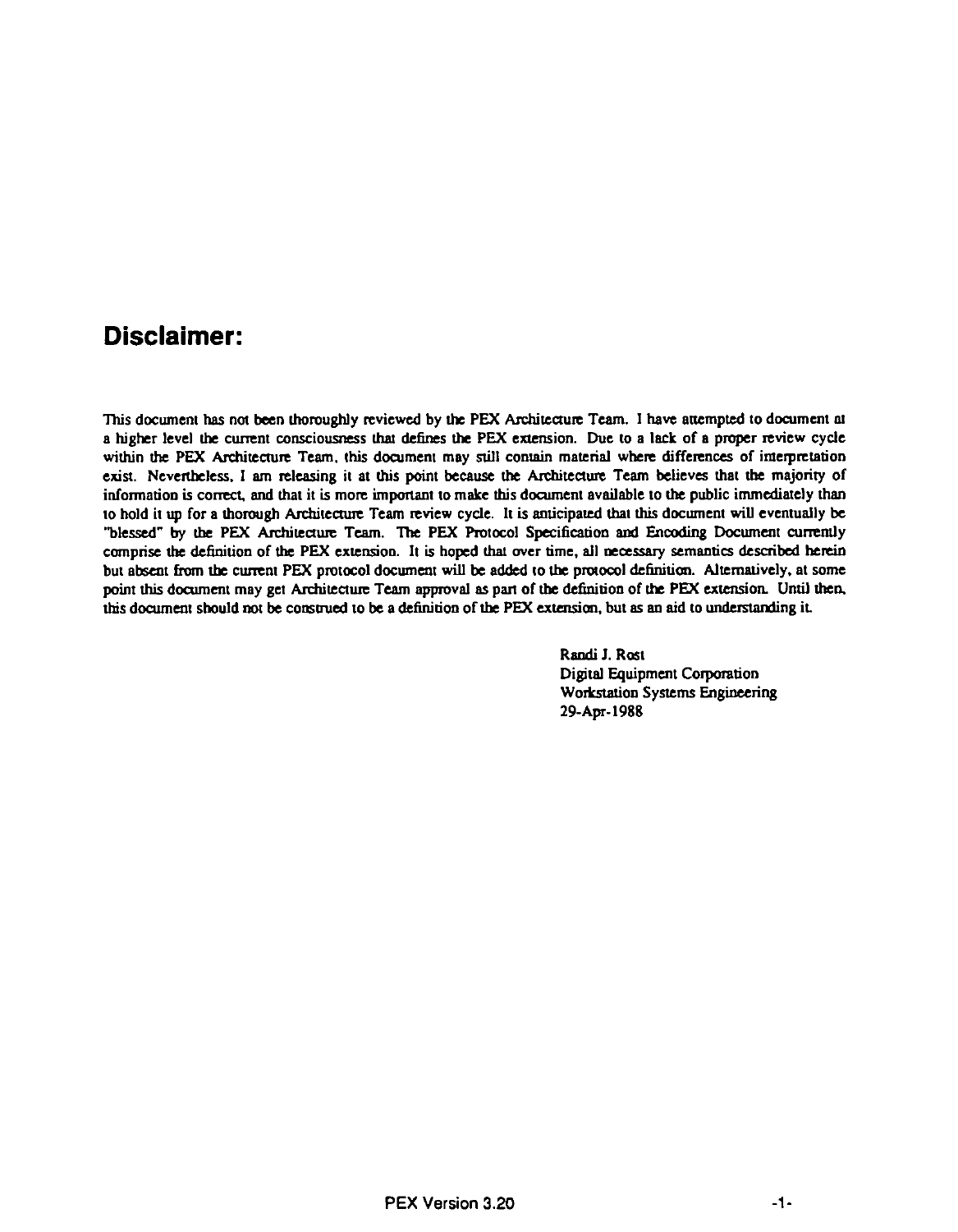## Disclaimer:

This document has not been thoroughly reviewed by the PEX Architecture Team. I have attempted to document at a higher level the current consciousness that defines the PEX extension. Due to a lack of a proper review cycle within the PEX Architecture Team, this document may still contain material where differences of interpretation exist. Nevertheless, I am releasing it at this point because the Architecture Team believes that the majority of information is correct, and that it is more important to make this document available to the public immediately than to hold it up for a thorough Architecture Team review cycle. It is anticipated that this document will eventually be "blessed" by the PEX Architecture Team. The PEX Protocol Specification and Encoding Document currently comprise the definition of the PEX extension. It is hoped that over time, all necessary semantics described herein but absent from the current PEX protocol document will be added to the protocol definition. Alternatively, at some point this document may get Architecture Team approval as part of the definition of the PEX extension. Until then, this document should not be construed to be a definition of the PEX extension, but as an aid to understanding it.

Randi J. Rost
Digital Equipment Corporation
Workstation Systems Engineering
29-Apr-1988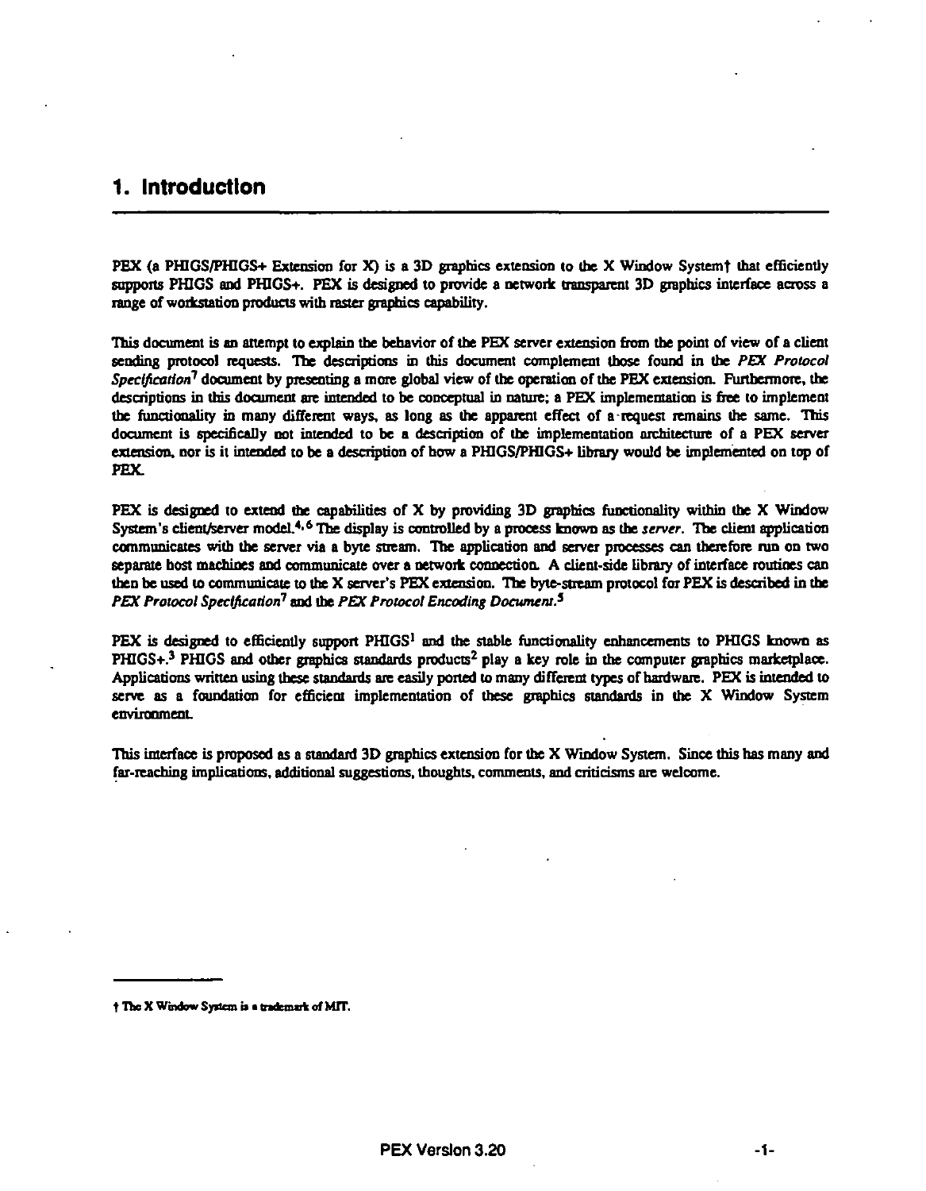# 1. Introduction

PEX (a PHIGS/PHIGS+ Extension for X) is a 3D graphics extension to the X Window System† that efficiently supports PHIGS and PHIGS+. PEX is designed to provide a network transparent 3D graphics interface across a range of workstation products with raster graphics capability.

This document is an attempt to explain the behavior of the PEX server extension from the point of view of a client sending protocol requests. The descriptions in this document complement those found in the *PEX Protocol Specification*[7] document by presenting a more global view of the operation of the PEX extension. Furthermore, the descriptions in this document are intended to be conceptual in nature; a PEX implementation is free to implement the functionality in many different ways, as long as the apparent effect of a request remains the same. This document is specifically not intended to be a description of the implementation architecture of a PEX server extension, nor is it intended to be a description of how a PHIGS/PHIGS+ library would be implemented on top of PEX.

PEX is designed to extend the capabilities of X by providing 3D graphics functionality within the X Window System's client/server model.[4, 6] The display is controlled by a process known as the *server*. The client application communicates with the server via a byte stream. The application and server processes can therefore run on two separate host machines and communicate over a network connection. A client-side library of interface routines can then be used to communicate to the X server's PEX extension. The byte-stream protocol for PEX is described in the *PEX Protocol Specification*[7] and the *PEX Protocol Encoding Document*.[5]

PEX is designed to efficiently support PHIGS[1] and the stable functionality enhancements to PHIGS known as PHIGS+.[3] PHIGS and other graphics standards products[2] play a key role in the computer graphics marketplace. Applications written using these standards are easily ported to many different types of hardware. PEX is intended to serve as a foundation for efficient implementation of these graphics standards in the X Window System environment.

This interface is proposed as a standard 3D graphics extension for the X Window System. Since this has many and far-reaching implications, additional suggestions, thoughts, comments, and criticisms are welcome.

---

† The X Window System is a trademark of MIT.